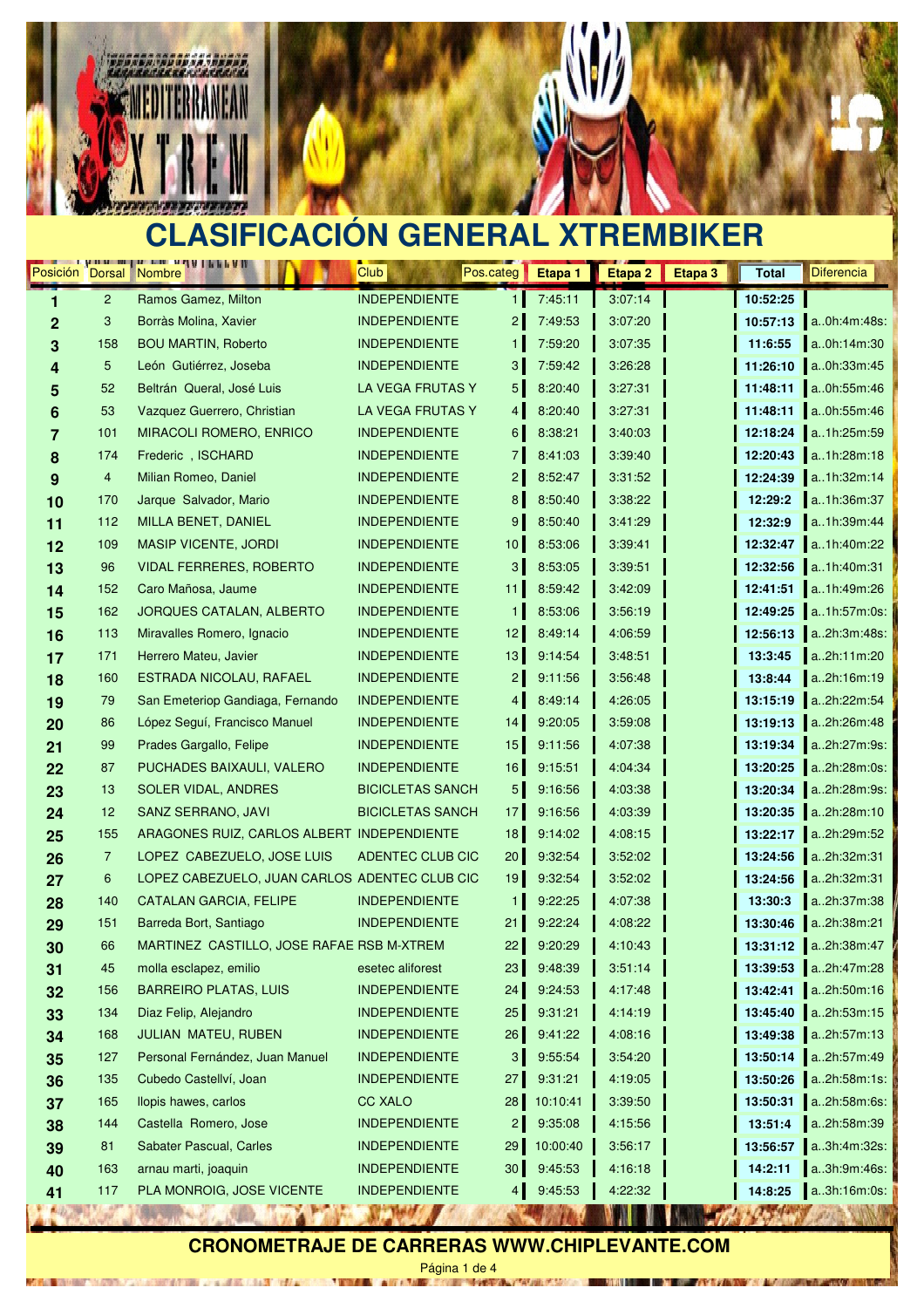# CLASIFICACIÓN GENERAL XTREMBIKER

| Posición | Dorsal | Nombre | Club | Pos.categ | Etapa 1 | Etapa 2 | Etapa 3 | Total | Diferencia |
|---|---|---|---|---|---|---|---|---|---|
| 1 | 2 | Ramos Gamez, Milton | INDEPENDIENTE | 1 | 7:45:11 | 3:07:14 | | 10:52:25 | |
| 2 | 3 | Borràs Molina, Xavier | INDEPENDIENTE | 2 | 7:49:53 | 3:07:20 | | 10:57:13 | a..0h:4m:48s: |
| 3 | 158 | BOU MARTIN, Roberto | INDEPENDIENTE | 1 | 7:59:20 | 3:07:35 | | 11:6:55 | a..0h:14m:30 |
| 4 | 5 | León Gutiérrez, Joseba | INDEPENDIENTE | 3 | 7:59:42 | 3:26:28 | | 11:26:10 | a..0h:33m:45 |
| 5 | 52 | Beltrán Queral, José Luis | LA VEGA FRUTAS Y | 5 | 8:20:40 | 3:27:31 | | 11:48:11 | a..0h:55m:46 |
| 6 | 53 | Vazquez Guerrero, Christian | LA VEGA FRUTAS Y | 4 | 8:20:40 | 3:27:31 | | 11:48:11 | a..0h:55m:46 |
| 7 | 101 | MIRACOLI ROMERO, ENRICO | INDEPENDIENTE | 6 | 8:38:21 | 3:40:03 | | 12:18:24 | a..1h:25m:59 |
| 8 | 174 | Frederic , ISCHARD | INDEPENDIENTE | 7 | 8:41:03 | 3:39:40 | | 12:20:43 | a..1h:28m:18 |
| 9 | 4 | Milian Romeo, Daniel | INDEPENDIENTE | 2 | 8:52:47 | 3:31:52 | | 12:24:39 | a..1h:32m:14 |
| 10 | 170 | Jarque Salvador, Mario | INDEPENDIENTE | 8 | 8:50:40 | 3:38:22 | | 12:29:2 | a..1h:36m:37 |
| 11 | 112 | MILLA BENET, DANIEL | INDEPENDIENTE | 9 | 8:50:40 | 3:41:29 | | 12:32:9 | a..1h:39m:44 |
| 12 | 109 | MASIP VICENTE, JORDI | INDEPENDIENTE | 10 | 8:53:06 | 3:39:41 | | 12:32:47 | a..1h:40m:22 |
| 13 | 96 | VIDAL FERRERES, ROBERTO | INDEPENDIENTE | 3 | 8:53:05 | 3:39:51 | | 12:32:56 | a..1h:40m:31 |
| 14 | 152 | Caro Mañosa, Jaume | INDEPENDIENTE | 11 | 8:59:42 | 3:42:09 | | 12:41:51 | a..1h:49m:26 |
| 15 | 162 | JORQUES CATALAN, ALBERTO | INDEPENDIENTE | 1 | 8:53:06 | 3:56:19 | | 12:49:25 | a..1h:57m:0s: |
| 16 | 113 | Miravalles Romero, Ignacio | INDEPENDIENTE | 12 | 8:49:14 | 4:06:59 | | 12:56:13 | a..2h:3m:48s: |
| 17 | 171 | Herrero Mateu, Javier | INDEPENDIENTE | 13 | 9:14:54 | 3:48:51 | | 13:3:45 | a..2h:11m:20 |
| 18 | 160 | ESTRADA NICOLAU, RAFAEL | INDEPENDIENTE | 2 | 9:11:56 | 3:56:48 | | 13:8:44 | a..2h:16m:19 |
| 19 | 79 | San Emeteriop Gandiaga, Fernando | INDEPENDIENTE | 4 | 8:49:14 | 4:26:05 | | 13:15:19 | a..2h:22m:54 |
| 20 | 86 | López Seguí, Francisco Manuel | INDEPENDIENTE | 14 | 9:20:05 | 3:59:08 | | 13:19:13 | a..2h:26m:48 |
| 21 | 99 | Prades Gargallo, Felipe | INDEPENDIENTE | 15 | 9:11:56 | 4:07:38 | | 13:19:34 | a..2h:27m:9s: |
| 22 | 87 | PUCHADES BAIXAULI, VALERO | INDEPENDIENTE | 16 | 9:15:51 | 4:04:34 | | 13:20:25 | a..2h:28m:0s: |
| 23 | 13 | SOLER VIDAL, ANDRES | BICICLETAS SANCH | 5 | 9:16:56 | 4:03:38 | | 13:20:34 | a..2h:28m:9s: |
| 24 | 12 | SANZ SERRANO, JAVI | BICICLETAS SANCH | 17 | 9:16:56 | 4:03:39 | | 13:20:35 | a..2h:28m:10 |
| 25 | 155 | ARAGONES RUIZ, CARLOS ALBERT | INDEPENDIENTE | 18 | 9:14:02 | 4:08:15 | | 13:22:17 | a..2h:29m:52 |
| 26 | 7 | LOPEZ CABEZUELO, JOSE LUIS | ADENTEC CLUB CIC | 20 | 9:32:54 | 3:52:02 | | 13:24:56 | a..2h:32m:31 |
| 27 | 6 | LOPEZ CABEZUELO, JUAN CARLOS | ADENTEC CLUB CIC | 19 | 9:32:54 | 3:52:02 | | 13:24:56 | a..2h:32m:31 |
| 28 | 140 | CATALAN GARCIA, FELIPE | INDEPENDIENTE | 1 | 9:22:25 | 4:07:38 | | 13:30:3 | a..2h:37m:38 |
| 29 | 151 | Barreda Bort, Santiago | INDEPENDIENTE | 21 | 9:22:24 | 4:08:22 | | 13:30:46 | a..2h:38m:21 |
| 30 | 66 | MARTINEZ CASTILLO, JOSE RAFAE | RSB M-XTREM | 22 | 9:20:29 | 4:10:43 | | 13:31:12 | a..2h:38m:47 |
| 31 | 45 | molla esclapez, emilio | esetec aliforest | 23 | 9:48:39 | 3:51:14 | | 13:39:53 | a..2h:47m:28 |
| 32 | 156 | BARREIRO PLATAS, LUIS | INDEPENDIENTE | 24 | 9:24:53 | 4:17:48 | | 13:42:41 | a..2h:50m:16 |
| 33 | 134 | Diaz Felip, Alejandro | INDEPENDIENTE | 25 | 9:31:21 | 4:14:19 | | 13:45:40 | a..2h:53m:15 |
| 34 | 168 | JULIAN MATEU, RUBEN | INDEPENDIENTE | 26 | 9:41:22 | 4:08:16 | | 13:49:38 | a..2h:57m:13 |
| 35 | 127 | Personal Fernández, Juan Manuel | INDEPENDIENTE | 3 | 9:55:54 | 3:54:20 | | 13:50:14 | a..2h:57m:49 |
| 36 | 135 | Cubedo Castellví, Joan | INDEPENDIENTE | 27 | 9:31:21 | 4:19:05 | | 13:50:26 | a..2h:58m:1s: |
| 37 | 165 | llopis hawes, carlos | CC XALO | 28 | 10:10:41 | 3:39:50 | | 13:50:31 | a..2h:58m:6s: |
| 38 | 144 | Castella Romero, Jose | INDEPENDIENTE | 2 | 9:35:08 | 4:15:56 | | 13:51:4 | a..2h:58m:39 |
| 39 | 81 | Sabater Pascual, Carles | INDEPENDIENTE | 29 | 10:00:40 | 3:56:17 | | 13:56:57 | a..3h:4m:32s: |
| 40 | 163 | arnau marti, joaquin | INDEPENDIENTE | 30 | 9:45:53 | 4:16:18 | | 14:2:11 | a..3h:9m:46s: |
| 41 | 117 | PLA MONROIG, JOSE VICENTE | INDEPENDIENTE | 4 | 9:45:53 | 4:22:32 | | 14:8:25 | a..3h:16m:0s: |

**CRONOMETRAJE DE CARRERAS WWW.CHIPLEVANTE.COM**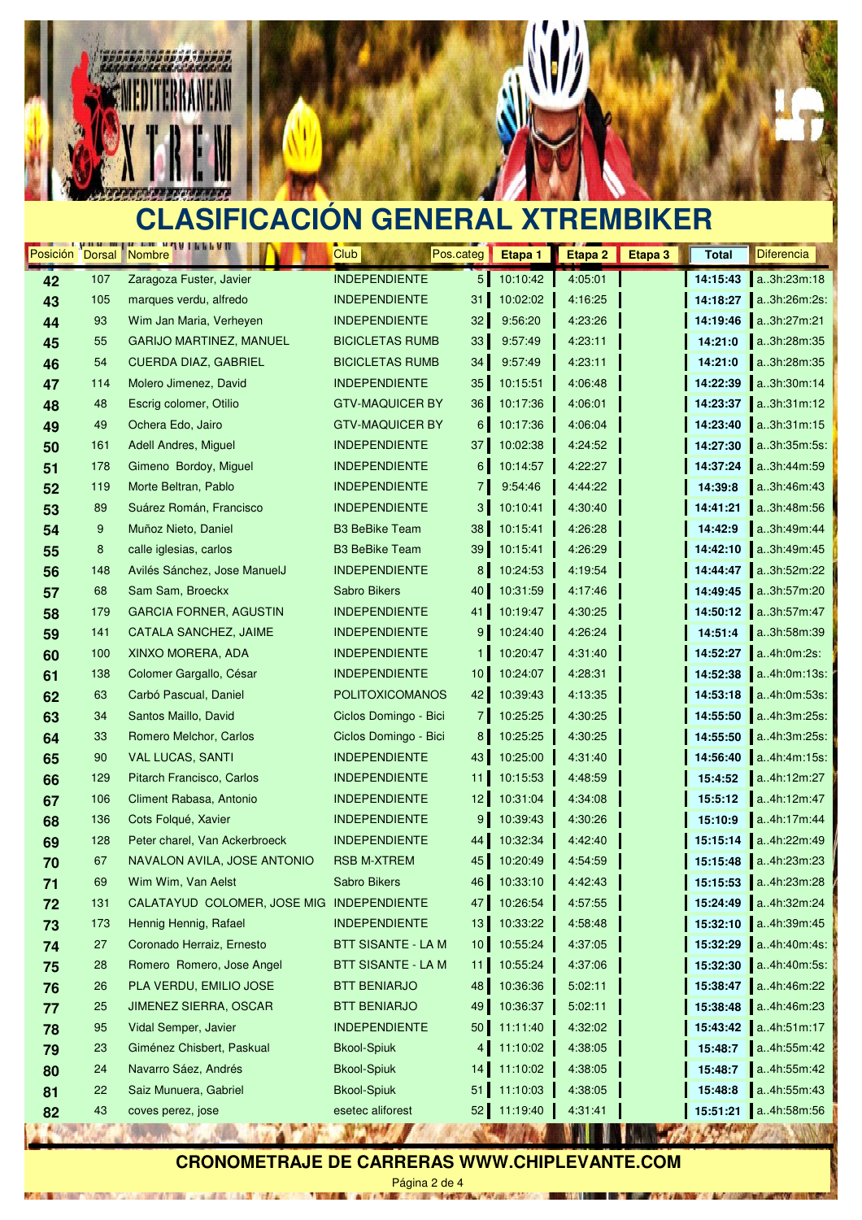# CLASIFICACIÓN GENERAL XTREMBIKER

| Posición | Dorsal | Nombre | Club | Pos.categ | Etapa 1 | Etapa 2 | Etapa 3 | Total | Diferencia |
|---|---|---|---|---|---|---|---|---|---|
| 42 | 107 | Zaragoza Fuster, Javier | INDEPENDIENTE | 5 | 10:10:42 | 4:05:01 | | 14:15:43 | a..3h:23m:18 |
| 43 | 105 | marques verdu, alfredo | INDEPENDIENTE | 31 | 10:02:02 | 4:16:25 | | 14:18:27 | a..3h:26m:2s: |
| 44 | 93 | Wim Jan Maria, Verheyen | INDEPENDIENTE | 32 | 9:56:20 | 4:23:26 | | 14:19:46 | a..3h:27m:21 |
| 45 | 55 | GARIJO MARTINEZ, MANUEL | BICICLETAS RUMB | 33 | 9:57:49 | 4:23:11 | | 14:21:0 | a..3h:28m:35 |
| 46 | 54 | CUERDA DIAZ, GABRIEL | BICICLETAS RUMB | 34 | 9:57:49 | 4:23:11 | | 14:21:0 | a..3h:28m:35 |
| 47 | 114 | Molero Jimenez, David | INDEPENDIENTE | 35 | 10:15:51 | 4:06:48 | | 14:22:39 | a..3h:30m:14 |
| 48 | 48 | Escrig colomer, Otilio | GTV-MAQUICER BY | 36 | 10:17:36 | 4:06:01 | | 14:23:37 | a..3h:31m:12 |
| 49 | 49 | Ochera Edo, Jairo | GTV-MAQUICER BY | 6 | 10:17:36 | 4:06:04 | | 14:23:40 | a..3h:31m:15 |
| 50 | 161 | Adell Andres, Miguel | INDEPENDIENTE | 37 | 10:02:38 | 4:24:52 | | 14:27:30 | a..3h:35m:5s: |
| 51 | 178 | Gimeno Bordoy, Miguel | INDEPENDIENTE | 6 | 10:14:57 | 4:22:27 | | 14:37:24 | a..3h:44m:59 |
| 52 | 119 | Morte Beltran, Pablo | INDEPENDIENTE | 7 | 9:54:46 | 4:44:22 | | 14:39:8 | a..3h:46m:43 |
| 53 | 89 | Suárez Román, Francisco | INDEPENDIENTE | 3 | 10:10:41 | 4:30:40 | | 14:41:21 | a..3h:48m:56 |
| 54 | 9 | Muñoz Nieto, Daniel | B3 BeBike Team | 38 | 10:15:41 | 4:26:28 | | 14:42:9 | a..3h:49m:44 |
| 55 | 8 | calle iglesias, carlos | B3 BeBike Team | 39 | 10:15:41 | 4:26:29 | | 14:42:10 | a..3h:49m:45 |
| 56 | 148 | Avilés Sánchez, Jose ManuelJ | INDEPENDIENTE | 8 | 10:24:53 | 4:19:54 | | 14:44:47 | a..3h:52m:22 |
| 57 | 68 | Sam Sam, Broeckx | Sabro Bikers | 40 | 10:31:59 | 4:17:46 | | 14:49:45 | a..3h:57m:20 |
| 58 | 179 | GARCIA FORNER, AGUSTIN | INDEPENDIENTE | 41 | 10:19:47 | 4:30:25 | | 14:50:12 | a..3h:57m:47 |
| 59 | 141 | CATALA SANCHEZ, JAIME | INDEPENDIENTE | 9 | 10:24:40 | 4:26:24 | | 14:51:4 | a..3h:58m:39 |
| 60 | 100 | XINXO MORERA, ADA | INDEPENDIENTE | 1 | 10:20:47 | 4:31:40 | | 14:52:27 | a..4h:0m:2s: |
| 61 | 138 | Colomer Gargallo, César | INDEPENDIENTE | 10 | 10:24:07 | 4:28:31 | | 14:52:38 | a..4h:0m:13s: |
| 62 | 63 | Carbó Pascual, Daniel | POLITOXICOMANOS | 42 | 10:39:43 | 4:13:35 | | 14:53:18 | a..4h:0m:53s: |
| 63 | 34 | Santos Maillo, David | Ciclos Domingo - Bici | 7 | 10:25:25 | 4:30:25 | | 14:55:50 | a..4h:3m:25s: |
| 64 | 33 | Romero Melchor, Carlos | Ciclos Domingo - Bici | 8 | 10:25:25 | 4:30:25 | | 14:55:50 | a..4h:3m:25s: |
| 65 | 90 | VAL LUCAS, SANTI | INDEPENDIENTE | 43 | 10:25:00 | 4:31:40 | | 14:56:40 | a..4h:4m:15s: |
| 66 | 129 | Pitarch Francisco, Carlos | INDEPENDIENTE | 11 | 10:15:53 | 4:48:59 | | 15:4:52 | a..4h:12m:27 |
| 67 | 106 | Climent Rabasa, Antonio | INDEPENDIENTE | 12 | 10:31:04 | 4:34:08 | | 15:5:12 | a..4h:12m:47 |
| 68 | 136 | Cots Folqué, Xavier | INDEPENDIENTE | 9 | 10:39:43 | 4:30:26 | | 15:10:9 | a..4h:17m:44 |
| 69 | 128 | Peter charel, Van Ackerbroeck | INDEPENDIENTE | 44 | 10:32:34 | 4:42:40 | | 15:15:14 | a..4h:22m:49 |
| 70 | 67 | NAVALON AVILA, JOSE ANTONIO | RSB M-XTREM | 45 | 10:20:49 | 4:54:59 | | 15:15:48 | a..4h:23m:23 |
| 71 | 69 | Wim Wim, Van Aelst | Sabro Bikers | 46 | 10:33:10 | 4:42:43 | | 15:15:53 | a..4h:23m:28 |
| 72 | 131 | CALATAYUD COLOMER, JOSE MIG | INDEPENDIENTE | 47 | 10:26:54 | 4:57:55 | | 15:24:49 | a..4h:32m:24 |
| 73 | 173 | Hennig Hennig, Rafael | INDEPENDIENTE | 13 | 10:33:22 | 4:58:48 | | 15:32:10 | a..4h:39m:45 |
| 74 | 27 | Coronado Herraiz, Ernesto | BTT SISANTE - LA M | 10 | 10:55:24 | 4:37:05 | | 15:32:29 | a..4h:40m:4s: |
| 75 | 28 | Romero Romero, Jose Angel | BTT SISANTE - LA M | 11 | 10:55:24 | 4:37:06 | | 15:32:30 | a..4h:40m:5s: |
| 76 | 26 | PLA VERDU, EMILIO JOSE | BTT BENIARJO | 48 | 10:36:36 | 5:02:11 | | 15:38:47 | a..4h:46m:22 |
| 77 | 25 | JIMENEZ SIERRA, OSCAR | BTT BENIARJO | 49 | 10:36:37 | 5:02:11 | | 15:38:48 | a..4h:46m:23 |
| 78 | 95 | Vidal Semper, Javier | INDEPENDIENTE | 50 | 11:11:40 | 4:32:02 | | 15:43:42 | a..4h:51m:17 |
| 79 | 23 | Giménez Chisbert, Paskual | Bkool-Spiuk | 4 | 11:10:02 | 4:38:05 | | 15:48:7 | a..4h:55m:42 |
| 80 | 24 | Navarro Sáez, Andrés | Bkool-Spiuk | 14 | 11:10:02 | 4:38:05 | | 15:48:7 | a..4h:55m:42 |
| 81 | 22 | Saiz Munuera, Gabriel | Bkool-Spiuk | 51 | 11:10:03 | 4:38:05 | | 15:48:8 | a..4h:55m:43 |
| 82 | 43 | coves perez, jose | esetec aliforest | 52 | 11:19:40 | 4:31:41 | | 15:51:21 | a..4h:58m:56 |

**CRONOMETRAJE DE CARRERAS WWW.CHIPLEVANTE.COM**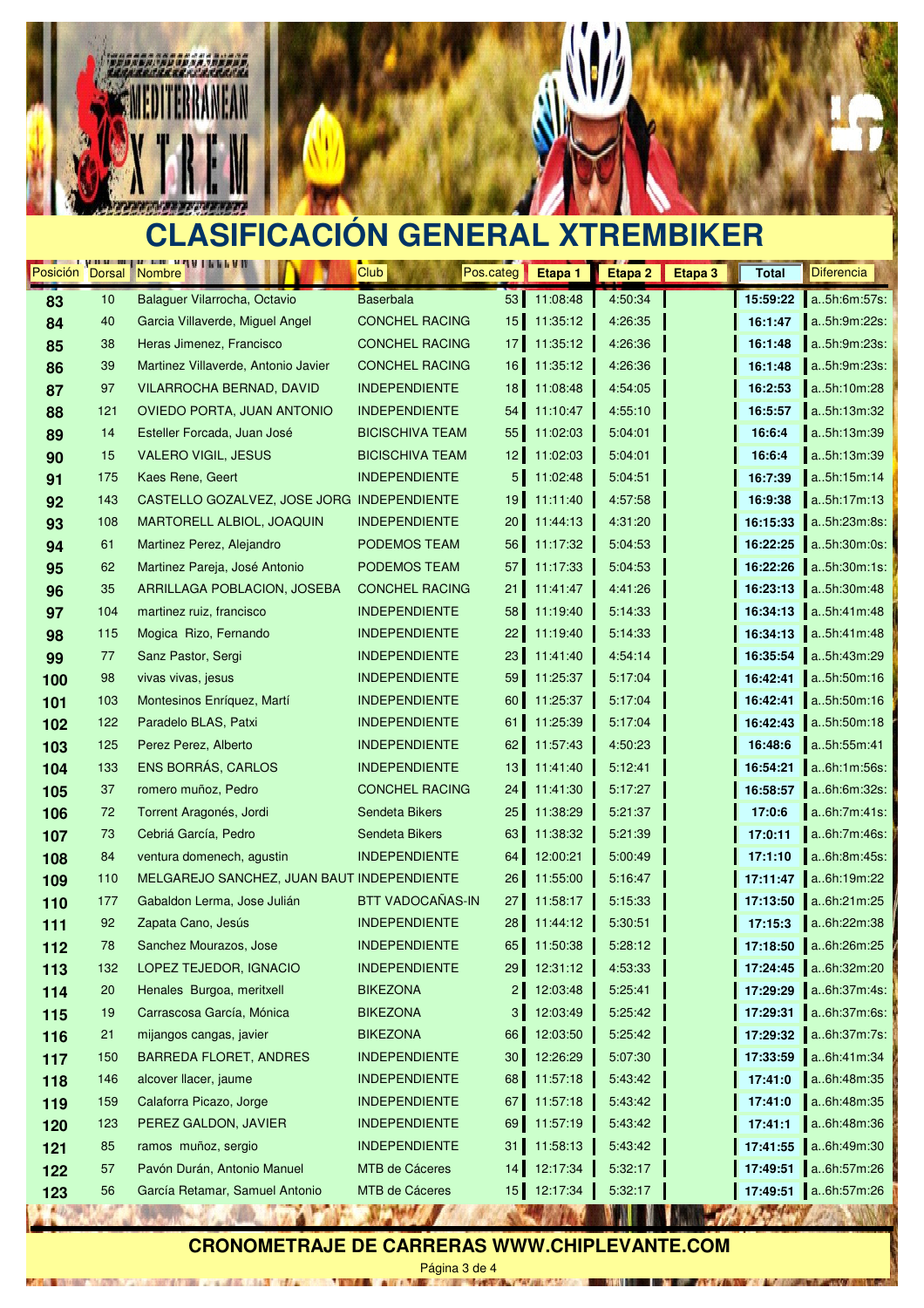# CLASIFICACIÓN GENERAL XTREMBIKER

| Posición | Dorsal | Nombre | Club | Pos.categ | Etapa 1 | Etapa 2 | Etapa 3 | Total | Diferencia |
|---|---|---|---|---|---|---|---|---|---|
| 83 | 10 | Balaguer Vilarrocha, Octavio | Baserbala | 53 | 11:08:48 | 4:50:34 | | 15:59:22 | a..5h:6m:57s: |
| 84 | 40 | Garcia Villaverde, Miguel Angel | CONCHEL RACING | 15 | 11:35:12 | 4:26:35 | | 16:1:47 | a..5h:9m:22s: |
| 85 | 38 | Heras Jimenez, Francisco | CONCHEL RACING | 17 | 11:35:12 | 4:26:36 | | 16:1:48 | a..5h:9m:23s: |
| 86 | 39 | Martinez Villaverde, Antonio Javier | CONCHEL RACING | 16 | 11:35:12 | 4:26:36 | | 16:1:48 | a..5h:9m:23s: |
| 87 | 97 | VILARROCHA BERNAD, DAVID | INDEPENDIENTE | 18 | 11:08:48 | 4:54:05 | | 16:2:53 | a..5h:10m:28 |
| 88 | 121 | OVIEDO PORTA, JUAN ANTONIO | INDEPENDIENTE | 54 | 11:10:47 | 4:55:10 | | 16:5:57 | a..5h:13m:32 |
| 89 | 14 | Esteller Forcada, Juan José | BICISCHIVA TEAM | 55 | 11:02:03 | 5:04:01 | | 16:6:4 | a..5h:13m:39 |
| 90 | 15 | VALERO VIGIL, JESUS | BICISCHIVA TEAM | 12 | 11:02:03 | 5:04:01 | | 16:6:4 | a..5h:13m:39 |
| 91 | 175 | Kaes Rene, Geert | INDEPENDIENTE | 5 | 11:02:48 | 5:04:51 | | 16:7:39 | a..5h:15m:14 |
| 92 | 143 | CASTELLO GOZALVEZ, JOSE JORG | INDEPENDIENTE | 19 | 11:11:40 | 4:57:58 | | 16:9:38 | a..5h:17m:13 |
| 93 | 108 | MARTORELL ALBIOL, JOAQUIN | INDEPENDIENTE | 20 | 11:44:13 | 4:31:20 | | 16:15:33 | a..5h:23m:8s: |
| 94 | 61 | Martinez Perez, Alejandro | PODEMOS TEAM | 56 | 11:17:32 | 5:04:53 | | 16:22:25 | a..5h:30m:0s: |
| 95 | 62 | Martinez Pareja, José Antonio | PODEMOS TEAM | 57 | 11:17:33 | 5:04:53 | | 16:22:26 | a..5h:30m:1s: |
| 96 | 35 | ARRILLAGA POBLACION, JOSEBA | CONCHEL RACING | 21 | 11:41:47 | 4:41:26 | | 16:23:13 | a..5h:30m:48 |
| 97 | 104 | martinez ruiz, francisco | INDEPENDIENTE | 58 | 11:19:40 | 5:14:33 | | 16:34:13 | a..5h:41m:48 |
| 98 | 115 | Mogica Rizo, Fernando | INDEPENDIENTE | 22 | 11:19:40 | 5:14:33 | | 16:34:13 | a..5h:41m:48 |
| 99 | 77 | Sanz Pastor, Sergi | INDEPENDIENTE | 23 | 11:41:40 | 4:54:14 | | 16:35:54 | a..5h:43m:29 |
| 100 | 98 | vivas vivas, jesus | INDEPENDIENTE | 59 | 11:25:37 | 5:17:04 | | 16:42:41 | a..5h:50m:16 |
| 101 | 103 | Montesinos Enríquez, Martí | INDEPENDIENTE | 60 | 11:25:37 | 5:17:04 | | 16:42:41 | a..5h:50m:16 |
| 102 | 122 | Paradelo BLAS, Patxi | INDEPENDIENTE | 61 | 11:25:39 | 5:17:04 | | 16:42:43 | a..5h:50m:18 |
| 103 | 125 | Perez Perez, Alberto | INDEPENDIENTE | 62 | 11:57:43 | 4:50:23 | | 16:48:6 | a..5h:55m:41 |
| 104 | 133 | ENS BORRÁS, CARLOS | INDEPENDIENTE | 13 | 11:41:40 | 5:12:41 | | 16:54:21 | a..6h:1m:56s: |
| 105 | 37 | romero muñoz, Pedro | CONCHEL RACING | 24 | 11:41:30 | 5:17:27 | | 16:58:57 | a..6h:6m:32s: |
| 106 | 72 | Torrent Aragonés, Jordi | Sendeta Bikers | 25 | 11:38:29 | 5:21:37 | | 17:0:6 | a..6h:7m:41s: |
| 107 | 73 | Cebriá García, Pedro | Sendeta Bikers | 63 | 11:38:32 | 5:21:39 | | 17:0:11 | a..6h:7m:46s: |
| 108 | 84 | ventura domenech, agustin | INDEPENDIENTE | 64 | 12:00:21 | 5:00:49 | | 17:1:10 | a..6h:8m:45s: |
| 109 | 110 | MELGAREJO SANCHEZ, JUAN BAUT | INDEPENDIENTE | 26 | 11:55:00 | 5:16:47 | | 17:11:47 | a..6h:19m:22 |
| 110 | 177 | Gabaldon Lerma, Jose Julián | BTT VADOCAÑAS-IN | 27 | 11:58:17 | 5:15:33 | | 17:13:50 | a..6h:21m:25 |
| 111 | 92 | Zapata Cano, Jesús | INDEPENDIENTE | 28 | 11:44:12 | 5:30:51 | | 17:15:3 | a..6h:22m:38 |
| 112 | 78 | Sanchez Mourazos, Jose | INDEPENDIENTE | 65 | 11:50:38 | 5:28:12 | | 17:18:50 | a..6h:26m:25 |
| 113 | 132 | LOPEZ TEJEDOR, IGNACIO | INDEPENDIENTE | 29 | 12:31:12 | 4:53:33 | | 17:24:45 | a..6h:32m:20 |
| 114 | 20 | Henales Burgoa, meritxell | BIKEZONA | 2 | 12:03:48 | 5:25:41 | | 17:29:29 | a..6h:37m:4s: |
| 115 | 19 | Carrascosa García, Mónica | BIKEZONA | 3 | 12:03:49 | 5:25:42 | | 17:29:31 | a..6h:37m:6s: |
| 116 | 21 | mijangos cangas, javier | BIKEZONA | 66 | 12:03:50 | 5:25:42 | | 17:29:32 | a..6h:37m:7s: |
| 117 | 150 | BARREDA FLORET, ANDRES | INDEPENDIENTE | 30 | 12:26:29 | 5:07:30 | | 17:33:59 | a..6h:41m:34 |
| 118 | 146 | alcover llacer, jaume | INDEPENDIENTE | 68 | 11:57:18 | 5:43:42 | | 17:41:0 | a..6h:48m:35 |
| 119 | 159 | Calaforra Picazo, Jorge | INDEPENDIENTE | 67 | 11:57:18 | 5:43:42 | | 17:41:0 | a..6h:48m:35 |
| 120 | 123 | PEREZ GALDON, JAVIER | INDEPENDIENTE | 69 | 11:57:19 | 5:43:42 | | 17:41:1 | a..6h:48m:36 |
| 121 | 85 | ramos muñoz, sergio | INDEPENDIENTE | 31 | 11:58:13 | 5:43:42 | | 17:41:55 | a..6h:49m:30 |
| 122 | 57 | Pavón Durán, Antonio Manuel | MTB de Cáceres | 14 | 12:17:34 | 5:32:17 | | 17:49:51 | a..6h:57m:26 |
| 123 | 56 | García Retamar, Samuel Antonio | MTB de Cáceres | 15 | 12:17:34 | 5:32:17 | | 17:49:51 | a..6h:57m:26 |

**CRONOMETRAJE DE CARRERAS WWW.CHIPLEVANTE.COM**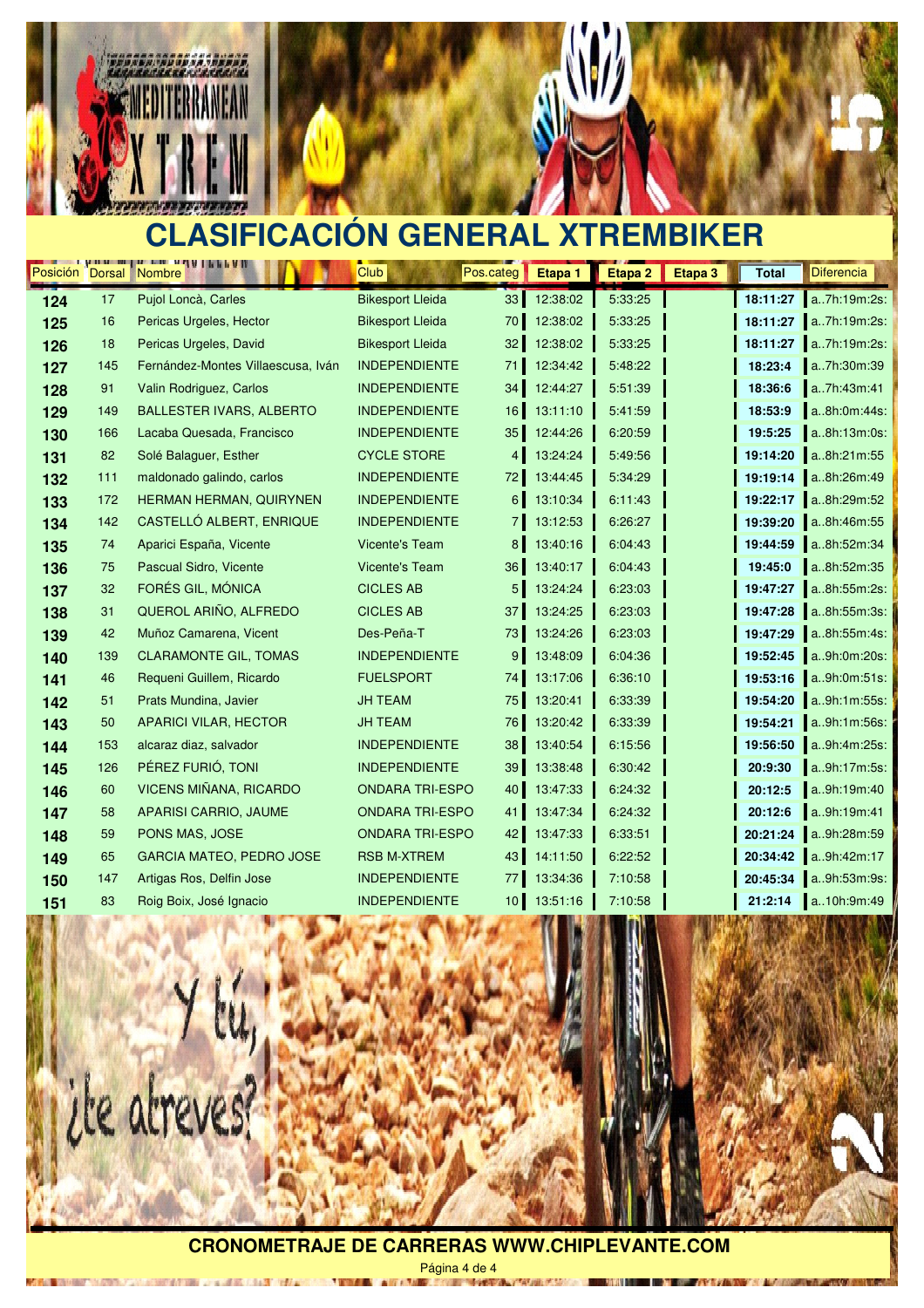# CLASIFICACIÓN GENERAL XTREMBIKER

| Posición | Dorsal | Nombre | Club | Pos.categ | Etapa 1 | Etapa 2 | Etapa 3 | Total | Diferencia |
|---|---|---|---|---|---|---|---|---|---|
| 124 | 17 | Pujol Loncà, Carles | Bikesport Lleida | 33 | 12:38:02 | 5:33:25 | | 18:11:27 | a..7h:19m:2s: |
| 125 | 16 | Pericas Urgeles, Hector | Bikesport Lleida | 70 | 12:38:02 | 5:33:25 | | 18:11:27 | a..7h:19m:2s: |
| 126 | 18 | Pericas Urgeles, David | Bikesport Lleida | 32 | 12:38:02 | 5:33:25 | | 18:11:27 | a..7h:19m:2s: |
| 127 | 145 | Fernández-Montes Villaescusa, Iván | INDEPENDIENTE | 71 | 12:34:42 | 5:48:22 | | 18:23:4 | a..7h:30m:39 |
| 128 | 91 | Valin Rodriguez, Carlos | INDEPENDIENTE | 34 | 12:44:27 | 5:51:39 | | 18:36:6 | a..7h:43m:41 |
| 129 | 149 | BALLESTER IVARS, ALBERTO | INDEPENDIENTE | 16 | 13:11:10 | 5:41:59 | | 18:53:9 | a..8h:0m:44s: |
| 130 | 166 | Lacaba Quesada, Francisco | INDEPENDIENTE | 35 | 12:44:26 | 6:20:59 | | 19:5:25 | a..8h:13m:0s: |
| 131 | 82 | Solé Balaguer, Esther | CYCLE STORE | 4 | 13:24:24 | 5:49:56 | | 19:14:20 | a..8h:21m:55 |
| 132 | 111 | maldonado galindo, carlos | INDEPENDIENTE | 72 | 13:44:45 | 5:34:29 | | 19:19:14 | a..8h:26m:49 |
| 133 | 172 | HERMAN HERMAN, QUIRYNEN | INDEPENDIENTE | 6 | 13:10:34 | 6:11:43 | | 19:22:17 | a..8h:29m:52 |
| 134 | 142 | CASTELLÓ ALBERT, ENRIQUE | INDEPENDIENTE | 7 | 13:12:53 | 6:26:27 | | 19:39:20 | a..8h:46m:55 |
| 135 | 74 | Aparici España, Vicente | Vicente's Team | 8 | 13:40:16 | 6:04:43 | | 19:44:59 | a..8h:52m:34 |
| 136 | 75 | Pascual Sidro, Vicente | Vicente's Team | 36 | 13:40:17 | 6:04:43 | | 19:45:0 | a..8h:52m:35 |
| 137 | 32 | FORÉS GIL, MÓNICA | CICLES AB | 5 | 13:24:24 | 6:23:03 | | 19:47:27 | a..8h:55m:2s: |
| 138 | 31 | QUEROL ARIÑO, ALFREDO | CICLES AB | 37 | 13:24:25 | 6:23:03 | | 19:47:28 | a..8h:55m:3s: |
| 139 | 42 | Muñoz Camarena, Vicent | Des-Peña-T | 73 | 13:24:26 | 6:23:03 | | 19:47:29 | a..8h:55m:4s: |
| 140 | 139 | CLARAMONTE GIL, TOMAS | INDEPENDIENTE | 9 | 13:48:09 | 6:04:36 | | 19:52:45 | a..9h:0m:20s: |
| 141 | 46 | Requeni Guillem, Ricardo | FUELSPORT | 74 | 13:17:06 | 6:36:10 | | 19:53:16 | a..9h:0m:51s: |
| 142 | 51 | Prats Mundina, Javier | JH TEAM | 75 | 13:20:41 | 6:33:39 | | 19:54:20 | a..9h:1m:55s: |
| 143 | 50 | APARICI VILAR, HECTOR | JH TEAM | 76 | 13:20:42 | 6:33:39 | | 19:54:21 | a..9h:1m:56s: |
| 144 | 153 | alcaraz diaz, salvador | INDEPENDIENTE | 38 | 13:40:54 | 6:15:56 | | 19:56:50 | a..9h:4m:25s: |
| 145 | 126 | PÉREZ FURIÓ, TONI | INDEPENDIENTE | 39 | 13:38:48 | 6:30:42 | | 20:9:30 | a..9h:17m:5s: |
| 146 | 60 | VICENS MIÑANA, RICARDO | ONDARA TRI-ESPO | 40 | 13:47:33 | 6:24:32 | | 20:12:5 | a..9h:19m:40 |
| 147 | 58 | APARISI CARRIO, JAUME | ONDARA TRI-ESPO | 41 | 13:47:34 | 6:24:32 | | 20:12:6 | a..9h:19m:41 |
| 148 | 59 | PONS MAS, JOSE | ONDARA TRI-ESPO | 42 | 13:47:33 | 6:33:51 | | 20:21:24 | a..9h:28m:59 |
| 149 | 65 | GARCIA MATEO, PEDRO JOSE | RSB M-XTREM | 43 | 14:11:50 | 6:22:52 | | 20:34:42 | a..9h:42m:17 |
| 150 | 147 | Artigas Ros, Delfin Jose | INDEPENDIENTE | 77 | 13:34:36 | 7:10:58 | | 20:45:34 | a..9h:53m:9s: |
| 151 | 83 | Roig Boix, José Ignacio | INDEPENDIENTE | 10 | 13:51:16 | 7:10:58 | | 21:2:14 | a..10h:9m:49 |

Y tú, ¿te atreves?

**CRONOMETRAJE DE CARRERAS WWW.CHIPLEVANTE.COM**